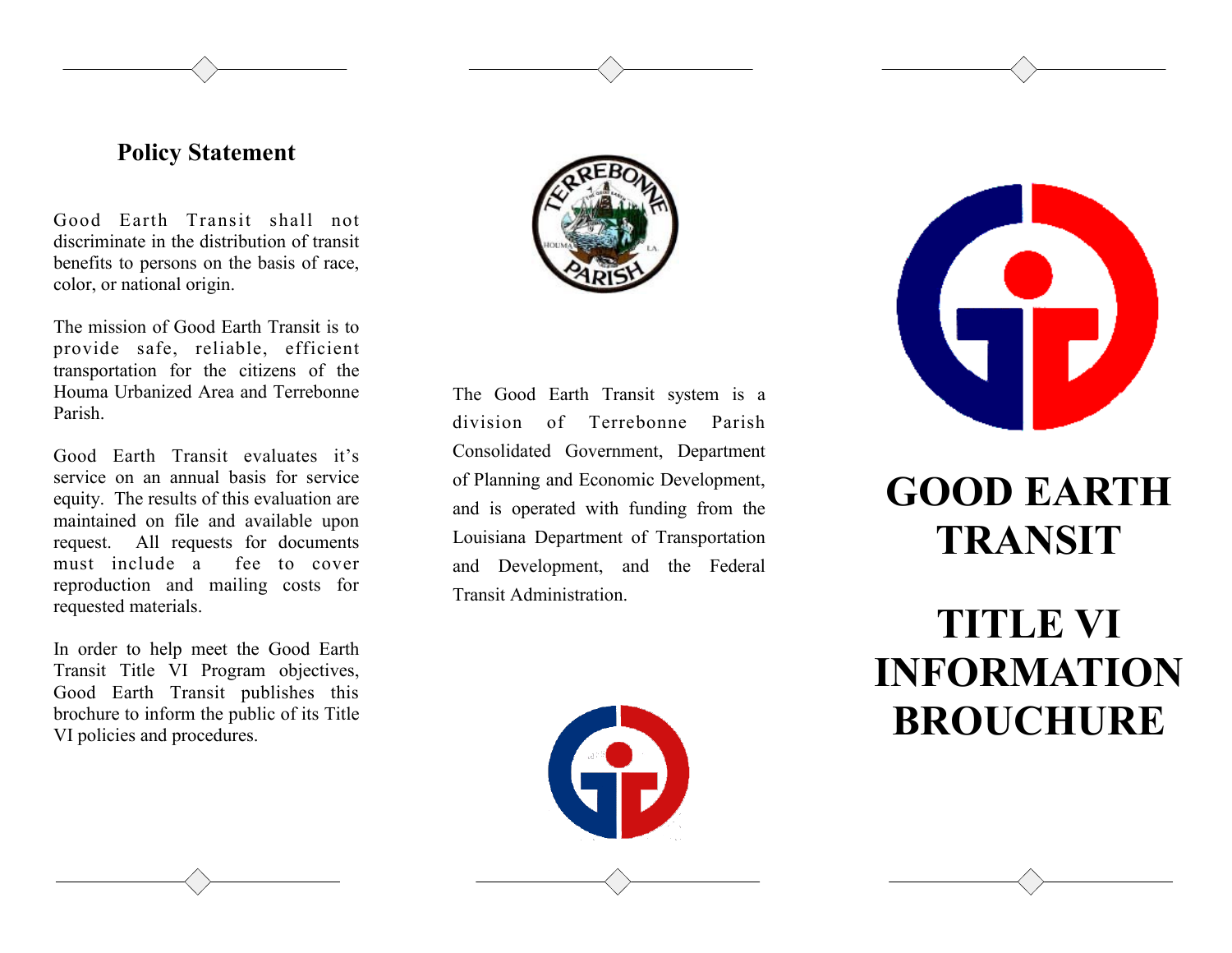## Policy Statement

Good Earth Transit shall not discriminate in the distribution of transit benefits to persons on the basis of race, color, or national origin.

The mission of Good Earth Transit is to provide safe, reliable, efficient transportation for the citizens of the Houma Urbanized Area and Terrebonne Parish.

Good Earth Transit evaluates it's service on an annual basis for service equity. The results of this evaluation are maintained on file and available upon request. All requests for documents must include a fee to cover reproduction and mailing costs for requested materials.

In order to help meet the Good Earth Transit Title VI Program objectives, Good Earth Transit publishes this brochure to inform the public of its Title VI policies and procedures.

The Good Earth Transit system is a division of Terrebonne Parish Consolidated Government, Department of Planning and Economic Development, and is operated with funding from the Louisiana Department of Transportation and Development, and the Federal Transit Administration.

# GOOD EARTH TRANSIT

# TITLE VI INFORMATION BROUCHURE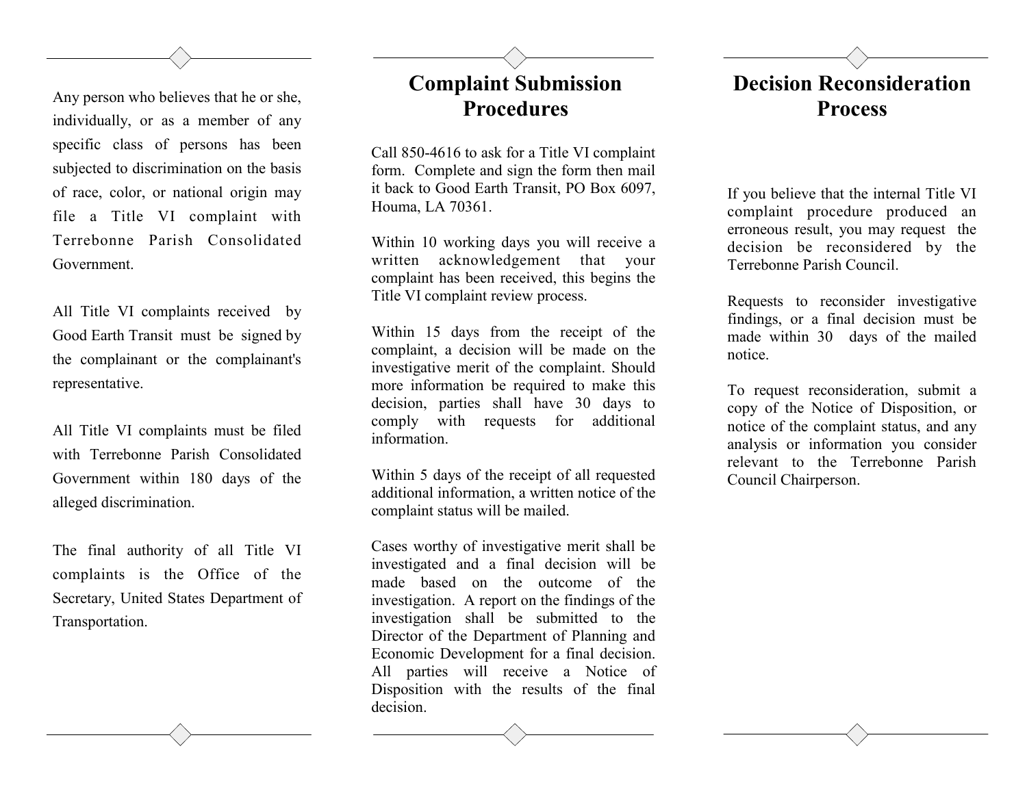Any person who believes that he or she, individually, or as a member of any specific class of persons has been subjected to discrimination on the basis of race, color, or national origin may file a Title VI complaint with Terrebonne Parish Consolidated Government.

All Title VI complaints received by Good Earth Transit must be signed by the complainant or the complainant's representative.

All Title VI complaints must be filed with Terrebonne Parish Consolidated Government within 180 days of the alleged discrimination.

The final authority of all Title VI complaints is the Office of the Secretary, United States Department of Transportation.

## Complaint Submission Procedures

Call 850-4616 to ask for a Title VI complaint form. Complete and sign the form then mail it back to Good Earth Transit, PO Box 6097, Houma, LA 70361.

Within 10 working days you will receive a written acknowledgement that your complaint has been received, this begins the Title VI complaint review process.

Within 15 days from the receipt of the complaint, a decision will be made on the investigative merit of the complaint. Should more information be required to make this decision, parties shall have 30 days to comply with requests for additional information.

Within 5 days of the receipt of all requested additional information, a written notice of the complaint status will be mailed.

Cases worthy of investigative merit shall be investigated and a final decision will be made based on the outcome of the investigation. A report on the findings of the investigation shall be submitted to the Director of the Department of Planning and Economic Development for a final decision. All parties will receive a Notice of Disposition with the results of the final decision.

## Decision Reconsideration Process

If you believe that the internal Title VI complaint procedure produced an erroneous result, you may request the decision be reconsidered by the Terrebonne Parish Council.

Requests to reconsider investigative findings, or a final decision must be made within 30 days of the mailed notice.

To request reconsideration, submit a copy of the Notice of Disposition, or notice of the complaint status, and any analysis or information you consider relevant to the Terrebonne Parish Council Chairperson.